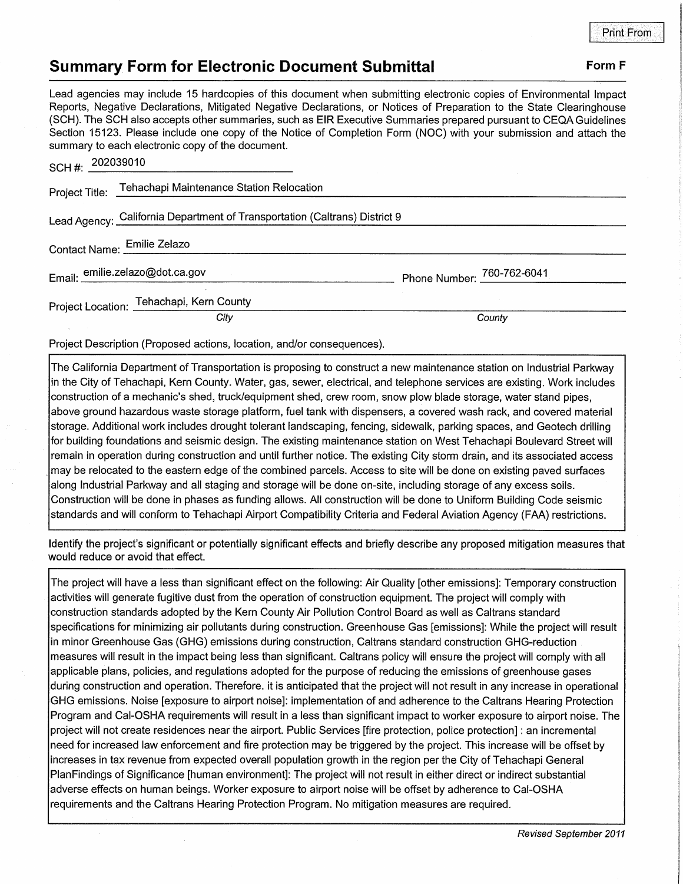Print From

# Summary Form for Electronic Document Submittal

**Form F**

Lead agencies may include 15 hardcopies of this document when submitting electronic copies of Environmental Impact Reports, Negative Declarations, Mitigated Negative Declarations, or Notices of Preparation to the State Clearinghouse (SCH). The SCH also accepts other summaries, such as EIR Executive Summaries prepared pursuant to CEQA Guidelines Section 15123. Please include one copy of the Notice of Completion Form (NOC) with your submission and attach the summary to each electronic copy of the document.

SCH #: 202039010

Project Title: Tehachapi Maintenance Station Relocation

Lead Agency: California Department of Transportation (Caltrans) District 9

Contact Name: Emilie Zelazo

Email: emilie.zelazo@dot.ca.gov

Phone Number: 760-762-6041

Project Location: Tehachapi, Kern County

*City* *County*

Project Description (Proposed actions, location, and/or consequences).

The California Department of Transportation is proposing to construct a new maintenance station on Industrial Parkway in the City of Tehachapi, Kern County. Water, gas, sewer, electrical, and telephone services are existing. Work includes construction of a mechanic's shed, truck/equipment shed, crew room, snow plow blade storage, water stand pipes, above ground hazardous waste storage platform, fuel tank with dispensers, a covered wash rack, and covered material storage. Additional work includes drought tolerant landscaping, fencing, sidewalk, parking spaces, and Geotech drilling for building foundations and seismic design. The existing maintenance station on West Tehachapi Boulevard Street will remain in operation during construction and until further notice. The existing City storm drain, and its associated access may be relocated to the eastern edge of the combined parcels. Access to site will be done on existing paved surfaces along Industrial Parkway and all staging and storage will be done on-site, including storage of any excess soils. Construction will be done in phases as funding allows. All construction will be done to Uniform Building Code seismic standards and will conform to Tehachapi Airport Compatibility Criteria and Federal Aviation Agency (FAA) restrictions.

Identify the project's significant or potentially significant effects and briefly describe any proposed mitigation measures that would reduce or avoid that effect.

The project will have a less than significant effect on the following: Air Quality [other emissions]: Temporary construction activities will generate fugitive dust from the operation of construction equipment. The project will comply with construction standards adopted by the Kern County Air Pollution Control Board as well as Caltrans standard specifications for minimizing air pollutants during construction. Greenhouse Gas [emissions]: While the project will result in minor Greenhouse Gas (GHG) emissions during construction, Caltrans standard construction GHG-reduction measures will result in the impact being less than significant. Caltrans policy will ensure the project will comply with all applicable plans, policies, and regulations adopted for the purpose of reducing the emissions of greenhouse gases during construction and operation. Therefore. it is anticipated that the project will not result in any increase in operational GHG emissions. Noise [exposure to airport noise]: implementation of and adherence to the Caltrans Hearing Protection Program and Cal-OSHA requirements will result in a less than significant impact to worker exposure to airport noise. The project will not create residences near the airport. Public Services [fire protection, police protection] : an incremental need for increased law enforcement and fire protection may be triggered by the project. This increase will be offset by increases in tax revenue from expected overall population growth in the region per the City of Tehachapi General PlanFindings of Significance [human environment]: The project will not result in either direct or indirect substantial adverse effects on human beings. Worker exposure to airport noise will be offset by adherence to Cal-OSHA requirements and the Caltrans Hearing Protection Program. No mitigation measures are required.

*Revised September 2011*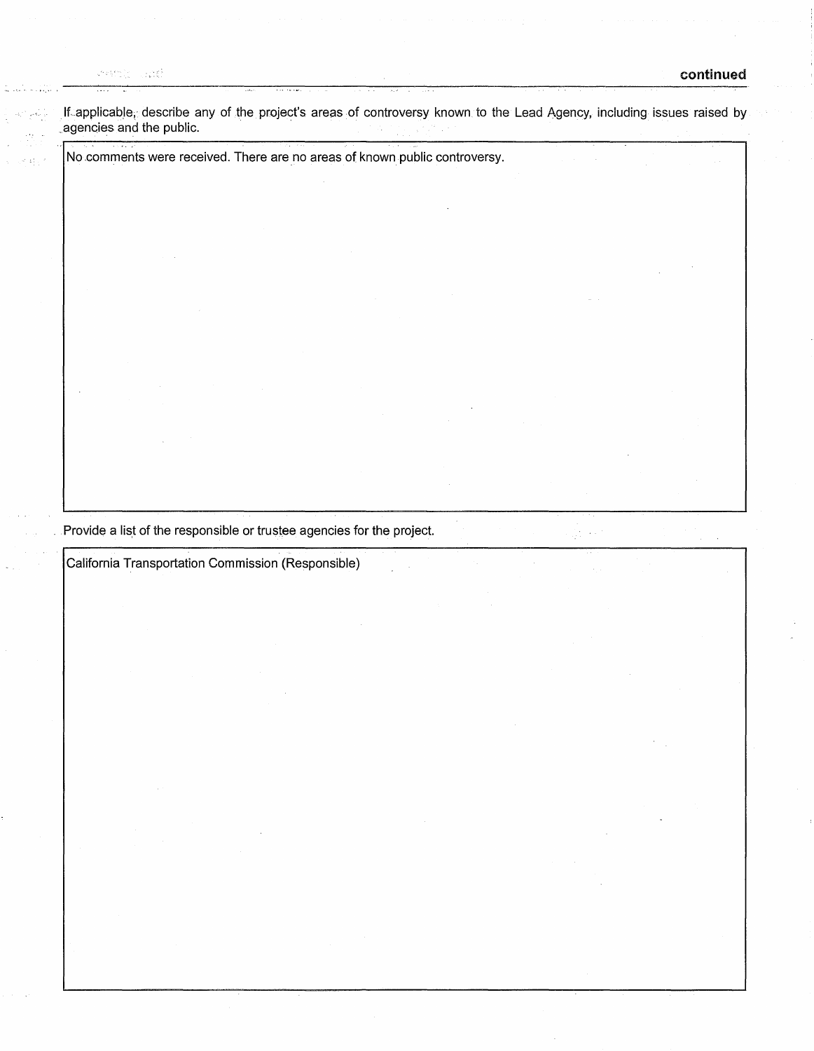If applicable, describe any of the project's areas of controversy known to the Lead Agency, including issues raised by agencies and the public.

No comments were received. There are no areas of known public controversy.

Provide a list of the responsible or trustee agencies for the project.

California Transportation Commission (Responsible)